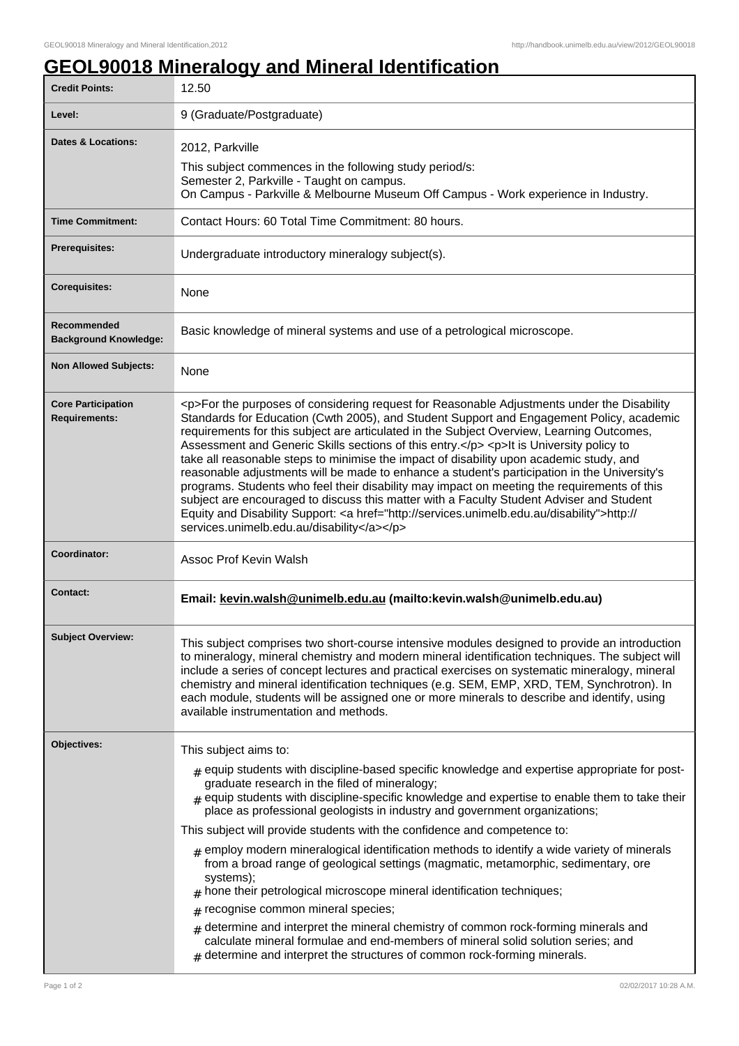# GEOL90018 Mineralogy and Mineral Identification

| | |
|---|---|
| **Credit Points:** | 12.50 |
| **Level:** | 9 (Graduate/Postgraduate) |
| **Dates & Locations:** | 2012, Parkville<br>This subject commences in the following study period/s:<br>Semester 2, Parkville - Taught on campus.<br>On Campus - Parkville & Melbourne Museum Off Campus - Work experience in Industry. |
| **Time Commitment:** | Contact Hours: 60 Total Time Commitment: 80 hours. |
| **Prerequisites:** | Undergraduate introductory mineralogy subject(s). |
| **Corequisites:** | None |
| **Recommended Background Knowledge:** | Basic knowledge of mineral systems and use of a petrological microscope. |
| **Non Allowed Subjects:** | None |
| **Core Participation Requirements:** | <p>For the purposes of considering request for Reasonable Adjustments under the Disability Standards for Education (Cwth 2005), and Student Support and Engagement Policy, academic requirements for this subject are articulated in the Subject Overview, Learning Outcomes, Assessment and Generic Skills sections of this entry.</p> <p>It is University policy to take all reasonable steps to minimise the impact of disability upon academic study, and reasonable adjustments will be made to enhance a student's participation in the University's programs. Students who feel their disability may impact on meeting the requirements of this subject are encouraged to discuss this matter with a Faculty Student Adviser and Student Equity and Disability Support: <a href="http://services.unimelb.edu.au/disability">http://services.unimelb.edu.au/disability</a></p> |
| **Coordinator:** | Assoc Prof Kevin Walsh |
| **Contact:** | **Email: kevin.walsh@unimelb.edu.au (mailto:kevin.walsh@unimelb.edu.au)** |
| **Subject Overview:** | This subject comprises two short-course intensive modules designed to provide an introduction to mineralogy, mineral chemistry and modern mineral identification techniques. The subject will include a series of concept lectures and practical exercises on systematic mineralogy, mineral chemistry and mineral identification techniques (e.g. SEM, EMP, XRD, TEM, Synchrotron). In each module, students will be assigned one or more minerals to describe and identify, using available instrumentation and methods. |
| **Objectives:** | This subject aims to:<br># equip students with discipline-based specific knowledge and expertise appropriate for post-graduate research in the filed of mineralogy;<br># equip students with discipline-specific knowledge and expertise to enable them to take their place as professional geologists in industry and government organizations;<br>This subject will provide students with the confidence and competence to:<br># employ modern mineralogical identification methods to identify a wide variety of minerals from a broad range of geological settings (magmatic, metamorphic, sedimentary, ore systems);<br># hone their petrological microscope mineral identification techniques;<br># recognise common mineral species;<br># determine and interpret the mineral chemistry of common rock-forming minerals and calculate mineral formulae and end-members of mineral solid solution series; and<br># determine and interpret the structures of common rock-forming minerals. |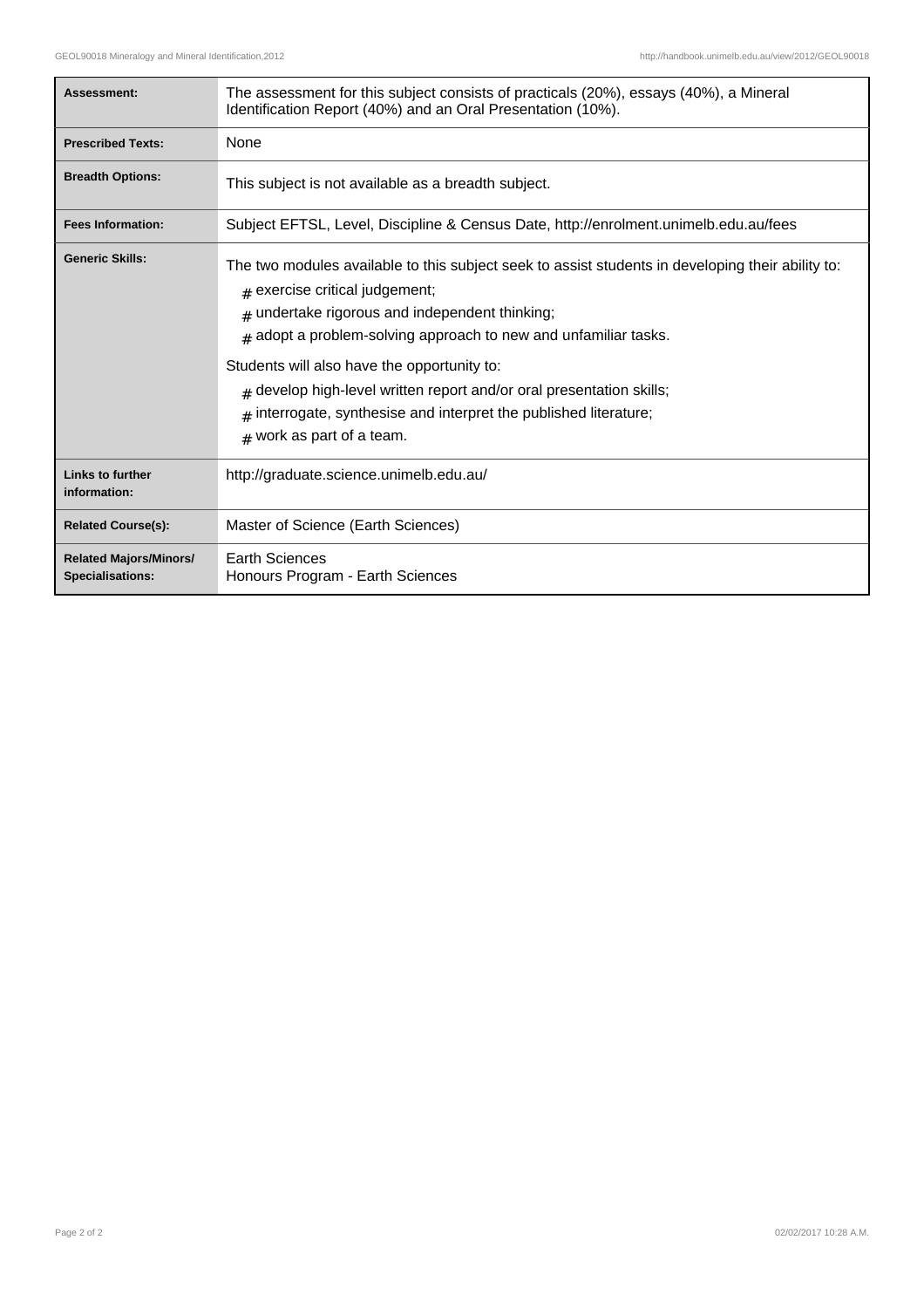| | |
|---|---|
| **Assessment:** | The assessment for this subject consists of practicals (20%), essays (40%), a Mineral Identification Report (40%) and an Oral Presentation (10%). |
| **Prescribed Texts:** | None |
| **Breadth Options:** | This subject is not available as a breadth subject. |
| **Fees Information:** | Subject EFTSL, Level, Discipline & Census Date, http://enrolment.unimelb.edu.au/fees |
| **Generic Skills:** | The two modules available to this subject seek to assist students in developing their ability to: # exercise critical judgement; # undertake rigorous and independent thinking; # adopt a problem-solving approach to new and unfamiliar tasks. Students will also have the opportunity to: # develop high-level written report and/or oral presentation skills; # interrogate, synthesise and interpret the published literature; # work as part of a team. |
| **Links to further information:** | http://graduate.science.unimelb.edu.au/ |
| **Related Course(s):** | Master of Science (Earth Sciences) |
| **Related Majors/Minors/ Specialisations:** | Earth Sciences<br>Honours Program - Earth Sciences |